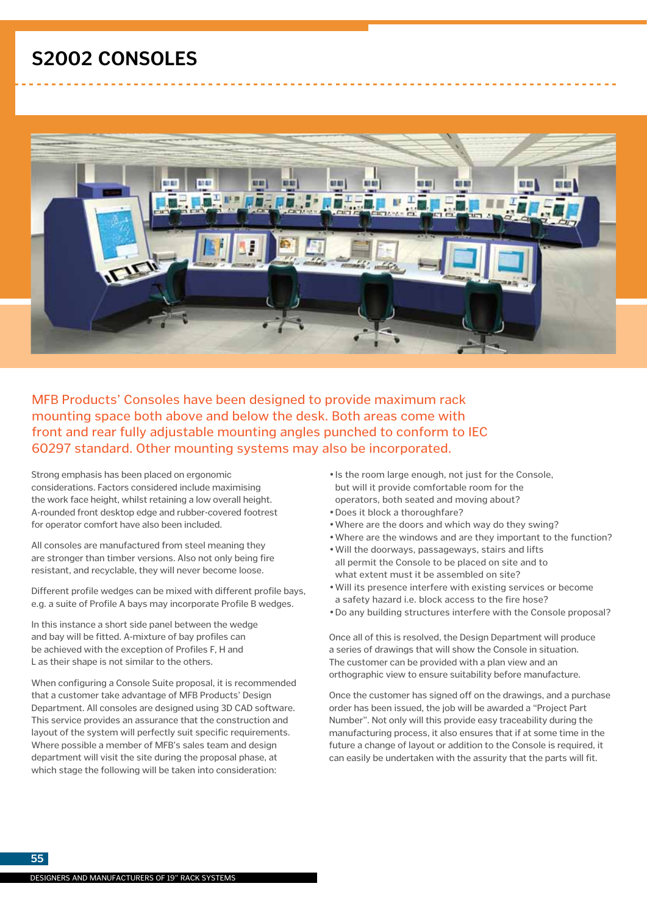# S2002 CONSOLES

MFB Products' Consoles have been designed to provide maximum rack mounting space both above and below the desk. Both areas come with front and rear fully adjustable mounting angles punched to conform to IEC 60297 standard. Other mounting systems may also be incorporated.

Strong emphasis has been placed on ergonomic considerations. Factors considered include maximising the work face height, whilst retaining a low overall height. A-rounded front desktop edge and rubber-covered footrest for operator comfort have also been included.

All consoles are manufactured from steel meaning they are stronger than timber versions. Also not only being fire resistant, and recyclable, they will never become loose.

Different profile wedges can be mixed with different profile bays, e.g. a suite of Profile A bays may incorporate Profile B wedges.

In this instance a short side panel between the wedge and bay will be fitted. A-mixture of bay profiles can be achieved with the exception of Profiles F, H and L as their shape is not similar to the others.

When configuring a Console Suite proposal, it is recommended that a customer take advantage of MFB Products' Design Department. All consoles are designed using 3D CAD software. This service provides an assurance that the construction and layout of the system will perfectly suit specific requirements. Where possible a member of MFB's sales team and design department will visit the site during the proposal phase, at which stage the following will be taken into consideration:

- Is the room large enough, not just for the Console, but will it provide comfortable room for the operators, both seated and moving about?
- Does it block a thoroughfare?
- Where are the doors and which way do they swing?
- Where are the windows and are they important to the function?
- Will the doorways, passageways, stairs and lifts all permit the Console to be placed on site and to what extent must it be assembled on site?
- Will its presence interfere with existing services or become a safety hazard i.e. block access to the fire hose?
- Do any building structures interfere with the Console proposal?

Once all of this is resolved, the Design Department will produce a series of drawings that will show the Console in situation. The customer can be provided with a plan view and an orthographic view to ensure suitability before manufacture.

Once the customer has signed off on the drawings, and a purchase order has been issued, the job will be awarded a "Project Part Number". Not only will this provide easy traceability during the manufacturing process, it also ensures that if at some time in the future a change of layout or addition to the Console is required, it can easily be undertaken with the assurity that the parts will fit.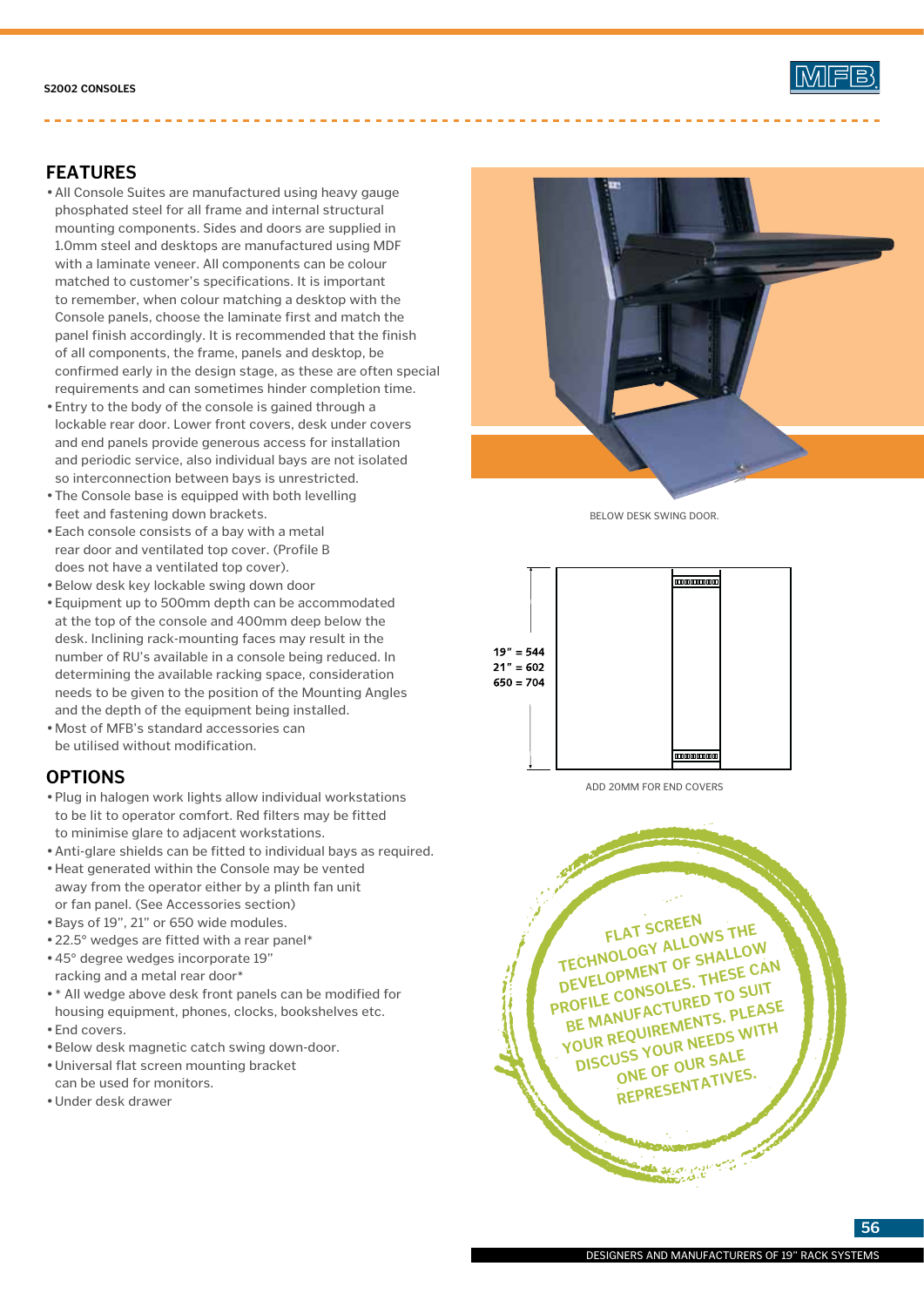## FEATURES

- All Console Suites are manufactured using heavy gauge phosphated steel for all frame and internal structural mounting components. Sides and doors are supplied in 1.0mm steel and desktops are manufactured using MDF with a laminate veneer. All components can be colour matched to customer's specifications. It is important to remember, when colour matching a desktop with the Console panels, choose the laminate first and match the panel finish accordingly. It is recommended that the finish of all components, the frame, panels and desktop, be confirmed early in the design stage, as these are often special requirements and can sometimes hinder completion time.
- Entry to the body of the console is gained through a lockable rear door. Lower front covers, desk under covers and end panels provide generous access for installation and periodic service, also individual bays are not isolated so interconnection between bays is unrestricted.
- The Console base is equipped with both levelling feet and fastening down brackets.
- Each console consists of a bay with a metal rear door and ventilated top cover. (Profile B does not have a ventilated top cover).
- Below desk key lockable swing down door
- Equipment up to 500mm depth can be accommodated at the top of the console and 400mm deep below the desk. Inclining rack-mounting faces may result in the number of RU's available in a console being reduced. In determining the available racking space, consideration needs to be given to the position of the Mounting Angles and the depth of the equipment being installed.
- Most of MFB's standard accessories can be utilised without modification.

## OPTIONS

- Plug in halogen work lights allow individual workstations to be lit to operator comfort. Red filters may be fitted to minimise glare to adjacent workstations.
- Anti-glare shields can be fitted to individual bays as required.
- Heat generated within the Console may be vented away from the operator either by a plinth fan unit or fan panel. (See Accessories section)
- Bays of 19", 21" or 650 wide modules.
- 22.5° wedges are fitted with a rear panel*
- 45° degree wedges incorporate 19" racking and a metal rear door*
- * All wedge above desk front panels can be modified for housing equipment, phones, clocks, bookshelves etc.
- End covers.
- Below desk magnetic catch swing down-door.
- Universal flat screen mounting bracket can be used for monitors.
- Under desk drawer

BELOW DESK SWING DOOR.

19" = 544
21" = 602
650 = 704

ADD 20MM FOR END COVERS

FLAT SCREEN TECHNOLOGY ALLOWS THE DEVELOPMENT OF SHALLOW PROFILE CONSOLES. THESE CAN BE MANUFACTURED TO SUIT YOUR REQUIREMENTS. PLEASE DISCUSS YOUR NEEDS WITH ONE OF OUR SALE REPRESENTATIVES.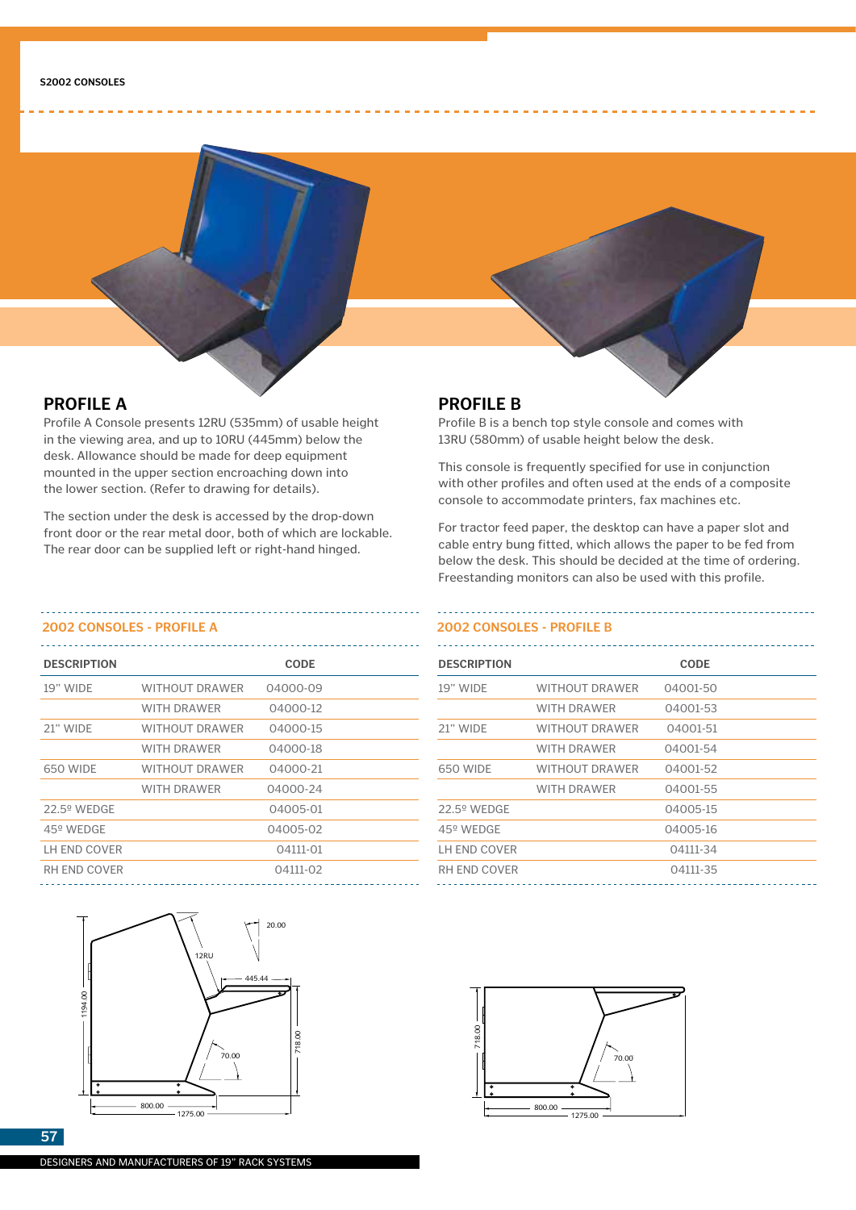## PROFILE A

Profile A Console presents 12RU (535mm) of usable height in the viewing area, and up to 10RU (445mm) below the desk. Allowance should be made for deep equipment mounted in the upper section encroaching down into the lower section. (Refer to drawing for details).

The section under the desk is accessed by the drop-down front door or the rear metal door, both of which are lockable. The rear door can be supplied left or right-hand hinged.

### 2002 CONSOLES - PROFILE A

| DESCRIPTION | | CODE |
| --- | --- | --- |
| 19" WIDE | WITHOUT DRAWER | 04000-09 |
| | WITH DRAWER | 04000-12 |
| 21" WIDE | WITHOUT DRAWER | 04000-15 |
| | WITH DRAWER | 04000-18 |
| 650 WIDE | WITHOUT DRAWER | 04000-21 |
| | WITH DRAWER | 04000-24 |
| 22.5º WEDGE | | 04005-01 |
| 45º WEDGE | | 04005-02 |
| LH END COVER | | 04111-01 |
| RH END COVER | | 04111-02 |

20.00
12RU
445.44
1194.00
718.00
70.00
800.00
1275.00

## PROFILE B

Profile B is a bench top style console and comes with 13RU (580mm) of usable height below the desk.

This console is frequently specified for use in conjunction with other profiles and often used at the ends of a composite console to accommodate printers, fax machines etc.

For tractor feed paper, the desktop can have a paper slot and cable entry bung fitted, which allows the paper to be fed from below the desk. This should be decided at the time of ordering. Freestanding monitors can also be used with this profile.

### 2002 CONSOLES - PROFILE B

| DESCRIPTION | | CODE |
| --- | --- | --- |
| 19" WIDE | WITHOUT DRAWER | 04001-50 |
| | WITH DRAWER | 04001-53 |
| 21" WIDE | WITHOUT DRAWER | 04001-51 |
| | WITH DRAWER | 04001-54 |
| 650 WIDE | WITHOUT DRAWER | 04001-52 |
| | WITH DRAWER | 04001-55 |
| 22.5º WEDGE | | 04005-15 |
| 45º WEDGE | | 04005-16 |
| LH END COVER | | 04111-34 |
| RH END COVER | | 04111-35 |

718.00
70.00
800.00
1275.00

DESIGNERS AND MANUFACTURERS OF 19" RACK SYSTEMS